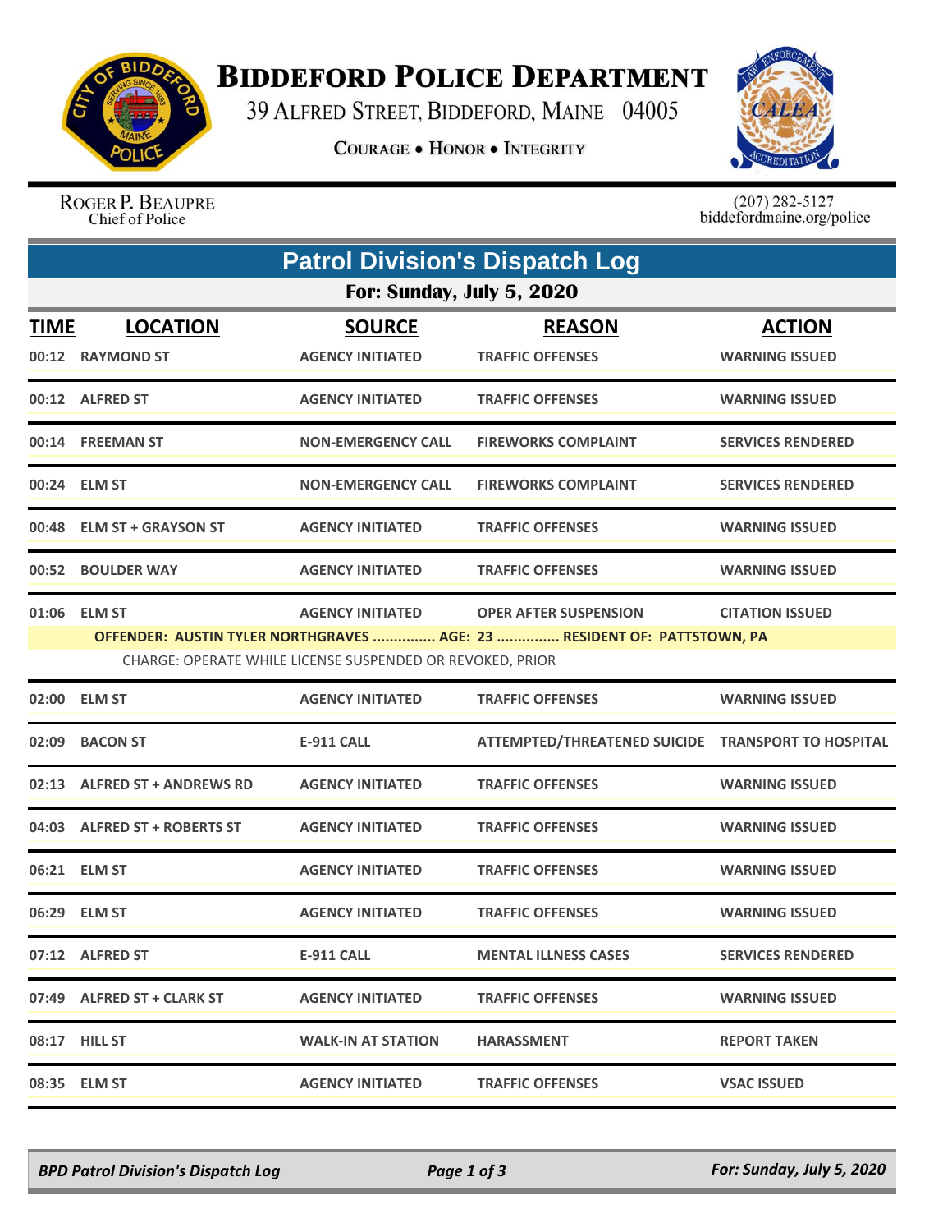# BIDDEFORD POLICE DEPARTMENT

39 ALFRED STREET, BIDDEFORD, MAINE 04005

COURAGE • HONOR • INTEGRITY

ROGER P. BEAUPRE
Chief of Police

(207) 282-5127
biddefordmaine.org/police

## Patrol Division's Dispatch Log

### For: Sunday, July 5, 2020

| TIME | LOCATION | SOURCE | REASON | ACTION |
|---|---|---|---|---|
| 00:12 | RAYMOND ST | AGENCY INITIATED | TRAFFIC OFFENSES | WARNING ISSUED |
| 00:12 | ALFRED ST | AGENCY INITIATED | TRAFFIC OFFENSES | WARNING ISSUED |
| 00:14 | FREEMAN ST | NON-EMERGENCY CALL | FIREWORKS COMPLAINT | SERVICES RENDERED |
| 00:24 | ELM ST | NON-EMERGENCY CALL | FIREWORKS COMPLAINT | SERVICES RENDERED |
| 00:48 | ELM ST + GRAYSON ST | AGENCY INITIATED | TRAFFIC OFFENSES | WARNING ISSUED |
| 00:52 | BOULDER WAY | AGENCY INITIATED | TRAFFIC OFFENSES | WARNING ISSUED |
| 01:06 | ELM ST | AGENCY INITIATED | OPER AFTER SUSPENSION | CITATION ISSUED |
| | OFFENDER: AUSTIN TYLER NORTHGRAVES ............... AGE: 23 ............... RESIDENT OF: PATTSTOWN, PA | | | |
| | CHARGE: OPERATE WHILE LICENSE SUSPENDED OR REVOKED, PRIOR | | | |
| 02:00 | ELM ST | AGENCY INITIATED | TRAFFIC OFFENSES | WARNING ISSUED |
| 02:09 | BACON ST | E-911 CALL | ATTEMPTED/THREATENED SUICIDE | TRANSPORT TO HOSPITAL |
| 02:13 | ALFRED ST + ANDREWS RD | AGENCY INITIATED | TRAFFIC OFFENSES | WARNING ISSUED |
| 04:03 | ALFRED ST + ROBERTS ST | AGENCY INITIATED | TRAFFIC OFFENSES | WARNING ISSUED |
| 06:21 | ELM ST | AGENCY INITIATED | TRAFFIC OFFENSES | WARNING ISSUED |
| 06:29 | ELM ST | AGENCY INITIATED | TRAFFIC OFFENSES | WARNING ISSUED |
| 07:12 | ALFRED ST | E-911 CALL | MENTAL ILLNESS CASES | SERVICES RENDERED |
| 07:49 | ALFRED ST + CLARK ST | AGENCY INITIATED | TRAFFIC OFFENSES | WARNING ISSUED |
| 08:17 | HILL ST | WALK-IN AT STATION | HARASSMENT | REPORT TAKEN |
| 08:35 | ELM ST | AGENCY INITIATED | TRAFFIC OFFENSES | VSAC ISSUED |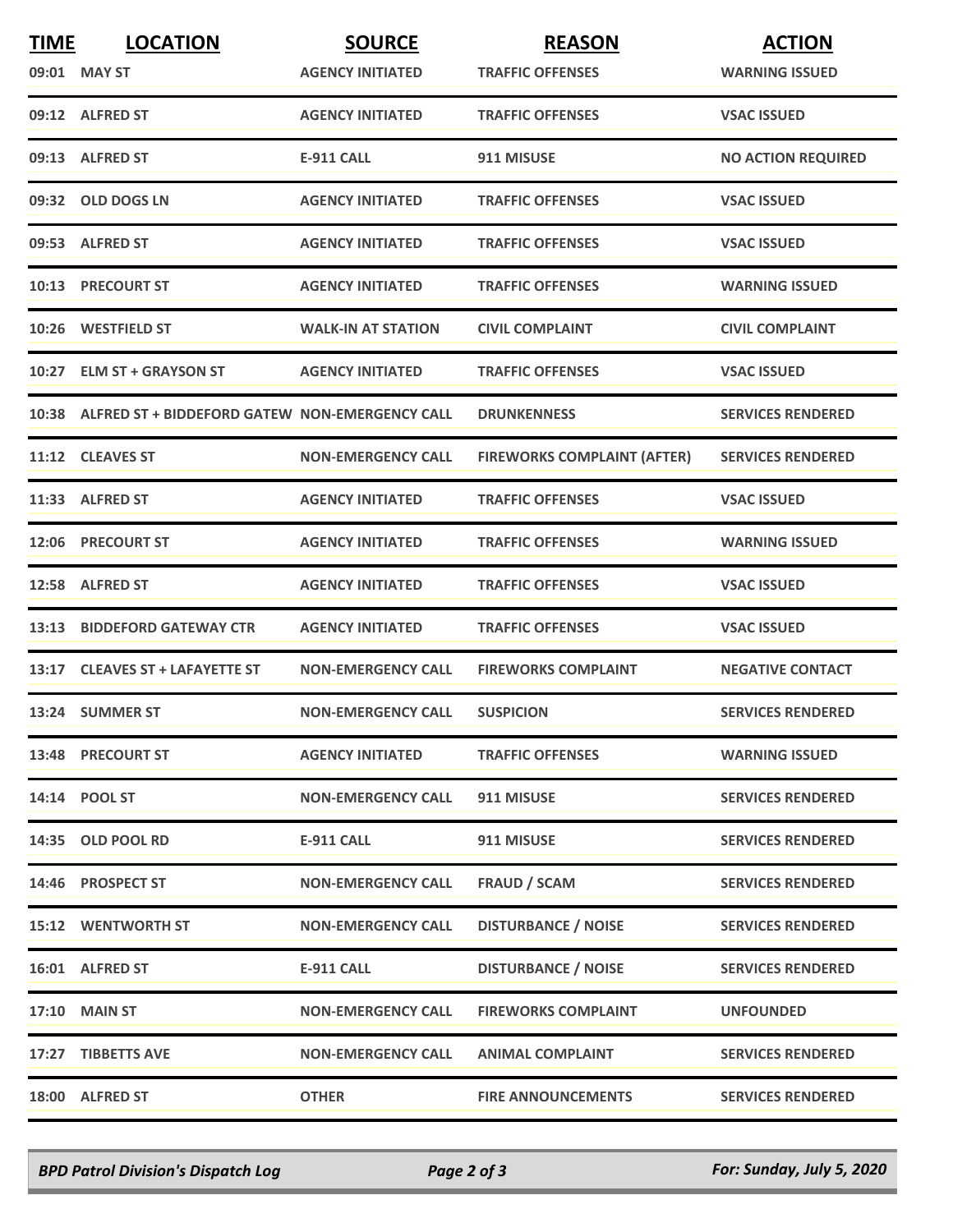| TIME | LOCATION | SOURCE | REASON | ACTION |
|---|---|---|---|---|
| 09:01 | MAY ST | AGENCY INITIATED | TRAFFIC OFFENSES | WARNING ISSUED |
| 09:12 | ALFRED ST | AGENCY INITIATED | TRAFFIC OFFENSES | VSAC ISSUED |
| 09:13 | ALFRED ST | E-911 CALL | 911 MISUSE | NO ACTION REQUIRED |
| 09:32 | OLD DOGS LN | AGENCY INITIATED | TRAFFIC OFFENSES | VSAC ISSUED |
| 09:53 | ALFRED ST | AGENCY INITIATED | TRAFFIC OFFENSES | VSAC ISSUED |
| 10:13 | PRECOURT ST | AGENCY INITIATED | TRAFFIC OFFENSES | WARNING ISSUED |
| 10:26 | WESTFIELD ST | WALK-IN AT STATION | CIVIL COMPLAINT | CIVIL COMPLAINT |
| 10:27 | ELM ST + GRAYSON ST | AGENCY INITIATED | TRAFFIC OFFENSES | VSAC ISSUED |
| 10:38 | ALFRED ST + BIDDEFORD GATEW | NON-EMERGENCY CALL | DRUNKENNESS | SERVICES RENDERED |
| 11:12 | CLEAVES ST | NON-EMERGENCY CALL | FIREWORKS COMPLAINT (AFTER) | SERVICES RENDERED |
| 11:33 | ALFRED ST | AGENCY INITIATED | TRAFFIC OFFENSES | VSAC ISSUED |
| 12:06 | PRECOURT ST | AGENCY INITIATED | TRAFFIC OFFENSES | WARNING ISSUED |
| 12:58 | ALFRED ST | AGENCY INITIATED | TRAFFIC OFFENSES | VSAC ISSUED |
| 13:13 | BIDDEFORD GATEWAY CTR | AGENCY INITIATED | TRAFFIC OFFENSES | VSAC ISSUED |
| 13:17 | CLEAVES ST + LAFAYETTE ST | NON-EMERGENCY CALL | FIREWORKS COMPLAINT | NEGATIVE CONTACT |
| 13:24 | SUMMER ST | NON-EMERGENCY CALL | SUSPICION | SERVICES RENDERED |
| 13:48 | PRECOURT ST | AGENCY INITIATED | TRAFFIC OFFENSES | WARNING ISSUED |
| 14:14 | POOL ST | NON-EMERGENCY CALL | 911 MISUSE | SERVICES RENDERED |
| 14:35 | OLD POOL RD | E-911 CALL | 911 MISUSE | SERVICES RENDERED |
| 14:46 | PROSPECT ST | NON-EMERGENCY CALL | FRAUD / SCAM | SERVICES RENDERED |
| 15:12 | WENTWORTH ST | NON-EMERGENCY CALL | DISTURBANCE / NOISE | SERVICES RENDERED |
| 16:01 | ALFRED ST | E-911 CALL | DISTURBANCE / NOISE | SERVICES RENDERED |
| 17:10 | MAIN ST | NON-EMERGENCY CALL | FIREWORKS COMPLAINT | UNFOUNDED |
| 17:27 | TIBBETTS AVE | NON-EMERGENCY CALL | ANIMAL COMPLAINT | SERVICES RENDERED |
| 18:00 | ALFRED ST | OTHER | FIRE ANNOUNCEMENTS | SERVICES RENDERED |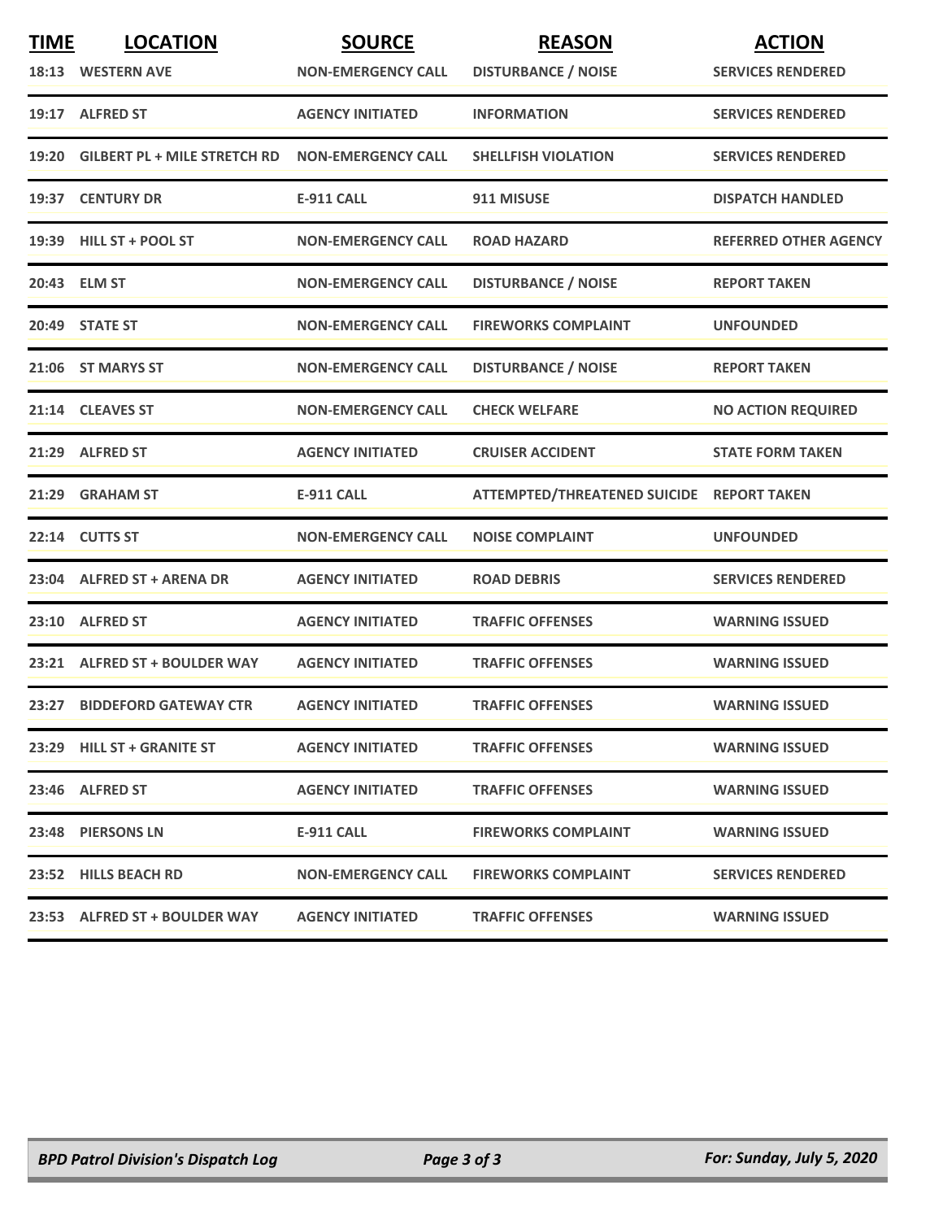| TIME | LOCATION | SOURCE | REASON | ACTION |
|---|---|---|---|---|
| 18:13 | WESTERN AVE | NON-EMERGENCY CALL | DISTURBANCE / NOISE | SERVICES RENDERED |
| 19:17 | ALFRED ST | AGENCY INITIATED | INFORMATION | SERVICES RENDERED |
| 19:20 | GILBERT PL + MILE STRETCH RD | NON-EMERGENCY CALL | SHELLFISH VIOLATION | SERVICES RENDERED |
| 19:37 | CENTURY DR | E-911 CALL | 911 MISUSE | DISPATCH HANDLED |
| 19:39 | HILL ST + POOL ST | NON-EMERGENCY CALL | ROAD HAZARD | REFERRED OTHER AGENCY |
| 20:43 | ELM ST | NON-EMERGENCY CALL | DISTURBANCE / NOISE | REPORT TAKEN |
| 20:49 | STATE ST | NON-EMERGENCY CALL | FIREWORKS COMPLAINT | UNFOUNDED |
| 21:06 | ST MARYS ST | NON-EMERGENCY CALL | DISTURBANCE / NOISE | REPORT TAKEN |
| 21:14 | CLEAVES ST | NON-EMERGENCY CALL | CHECK WELFARE | NO ACTION REQUIRED |
| 21:29 | ALFRED ST | AGENCY INITIATED | CRUISER ACCIDENT | STATE FORM TAKEN |
| 21:29 | GRAHAM ST | E-911 CALL | ATTEMPTED/THREATENED SUICIDE | REPORT TAKEN |
| 22:14 | CUTTS ST | NON-EMERGENCY CALL | NOISE COMPLAINT | UNFOUNDED |
| 23:04 | ALFRED ST + ARENA DR | AGENCY INITIATED | ROAD DEBRIS | SERVICES RENDERED |
| 23:10 | ALFRED ST | AGENCY INITIATED | TRAFFIC OFFENSES | WARNING ISSUED |
| 23:21 | ALFRED ST + BOULDER WAY | AGENCY INITIATED | TRAFFIC OFFENSES | WARNING ISSUED |
| 23:27 | BIDDEFORD GATEWAY CTR | AGENCY INITIATED | TRAFFIC OFFENSES | WARNING ISSUED |
| 23:29 | HILL ST + GRANITE ST | AGENCY INITIATED | TRAFFIC OFFENSES | WARNING ISSUED |
| 23:46 | ALFRED ST | AGENCY INITIATED | TRAFFIC OFFENSES | WARNING ISSUED |
| 23:48 | PIERSONS LN | E-911 CALL | FIREWORKS COMPLAINT | WARNING ISSUED |
| 23:52 | HILLS BEACH RD | NON-EMERGENCY CALL | FIREWORKS COMPLAINT | SERVICES RENDERED |
| 23:53 | ALFRED ST + BOULDER WAY | AGENCY INITIATED | TRAFFIC OFFENSES | WARNING ISSUED |